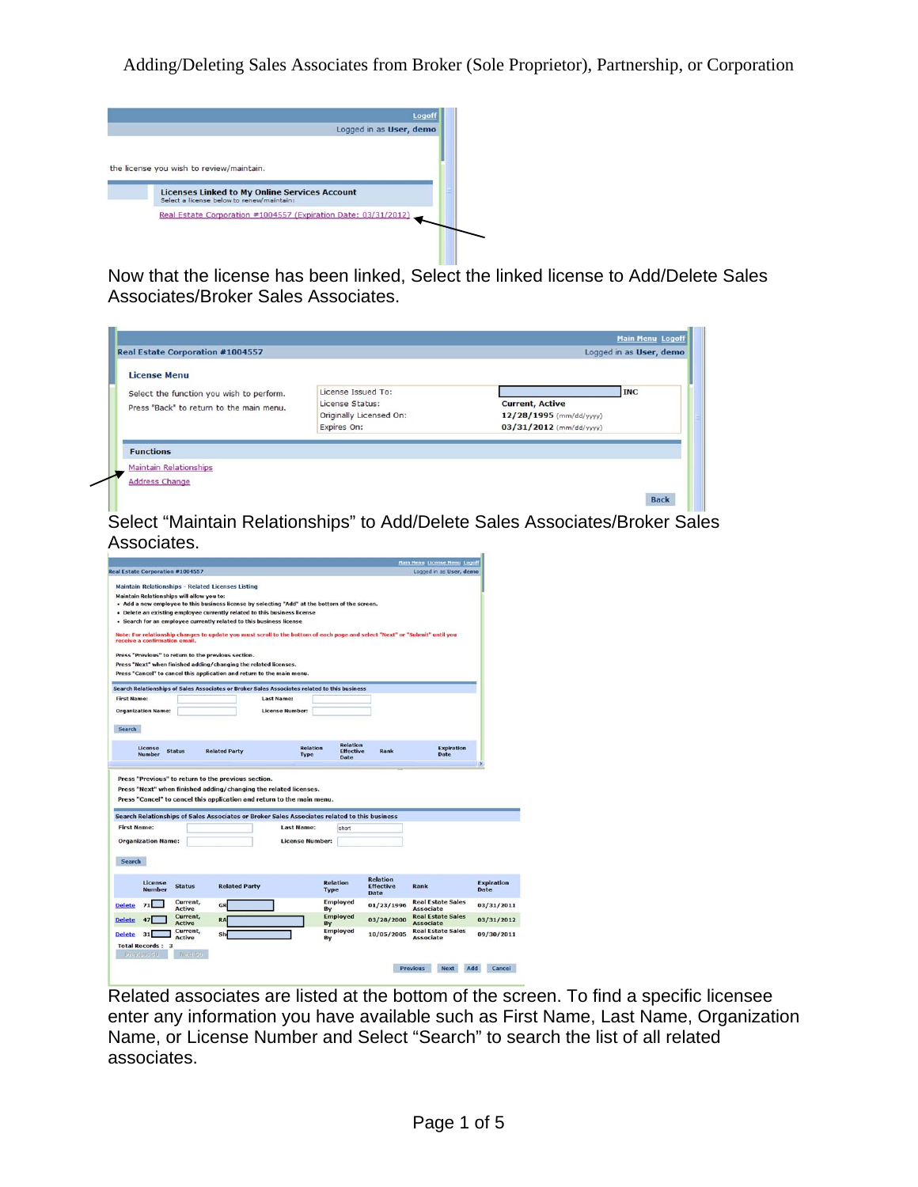# Adding/Deleting Sales Associates from Broker (Sole Proprietor), Partnership, or Corporation

Logoff

Logged in as User, demo

the license you wish to review/maintain.

**Licenses Linked to My Online Services Account**
Select a license below to renew/maintain:

Real Estate Corporation #1004557 (Expiration Date: 03/31/2012)

Now that the license has been linked, Select the linked license to Add/Delete Sales Associates/Broker Sales Associates.

Main Menu Logoff

**Real Estate Corporation #1004557** — Logged in as User, demo

**License Menu**

Select the function you wish to perform.
Press "Back" to return to the main menu.

| | |
|---|---|
| License Issued To: | INC |
| License Status: | Current, Active |
| Originally Licensed On: | 12/28/1995 (mm/dd/yyyy) |
| Expires On: | 03/31/2012 (mm/dd/yyyy) |

**Functions**

Maintain Relationships
Address Change

Back

Select "Maintain Relationships" to Add/Delete Sales Associates/Broker Sales Associates.

Main Menu License Menu Logoff

Real Estate Corporation #1004557 — Logged in as User, demo

**Maintain Relationships - Related Licenses Listing**

Maintain Relationships will allow you to:

- Add a new employee to this business license by selecting "Add" at the bottom of the screen.
- Delete an existing employee currently related to this business license
- Search for an employee currently related to this business license

Note: For relationship changes to update you must scroll to the bottom of each page and select "Next" or "Submit" until you receive a confirmation email.

Press "Previous" to return to the previous section.
Press "Next" when finished adding/changing the related licenses.
Press "Cancel" to cancel this application and return to the main menu.

**Search Relationships of Sales Associates or Broker Sales Associates related to this business**

First Name: Last Name:
Organization Name: License Number:

Search

| License Number | Status | Related Party | Relation Type | Relation Effective Date | Rank | Expiration Date |
|---|---|---|---|---|---|---|

Press "Previous" to return to the previous section.
Press "Next" when finished adding/changing the related licenses.
Press "Cancel" to cancel this application and return to the main menu.

**Search Relationships of Sales Associates or Broker Sales Associates related to this business**

First Name: Last Name: short
Organization Name: License Number:

Search

| | License Number | Status | Related Party | Relation Type | Relation Effective Date | Rank | Expiration Date |
|---|---|---|---|---|---|---|---|
| Delete | 71 | Current, Active | GR | Employed By | 01/23/1996 | Real Estate Sales Associate | 03/31/2011 |
| Delete | 47 | Current, Active | RA | Employed By | 03/28/2000 | Real Estate Sales Associate | 03/31/2012 |
| Delete | 31 | Current, Active | Sh | Employed By | 10/05/2005 | Real Estate Sales Associate | 09/30/2011 |

Total Records : 3

Previous 50 Next 50

Previous Next Add Cancel

Related associates are listed at the bottom of the screen. To find a specific licensee enter any information you have available such as First Name, Last Name, Organization Name, or License Number and Select "Search" to search the list of all related associates.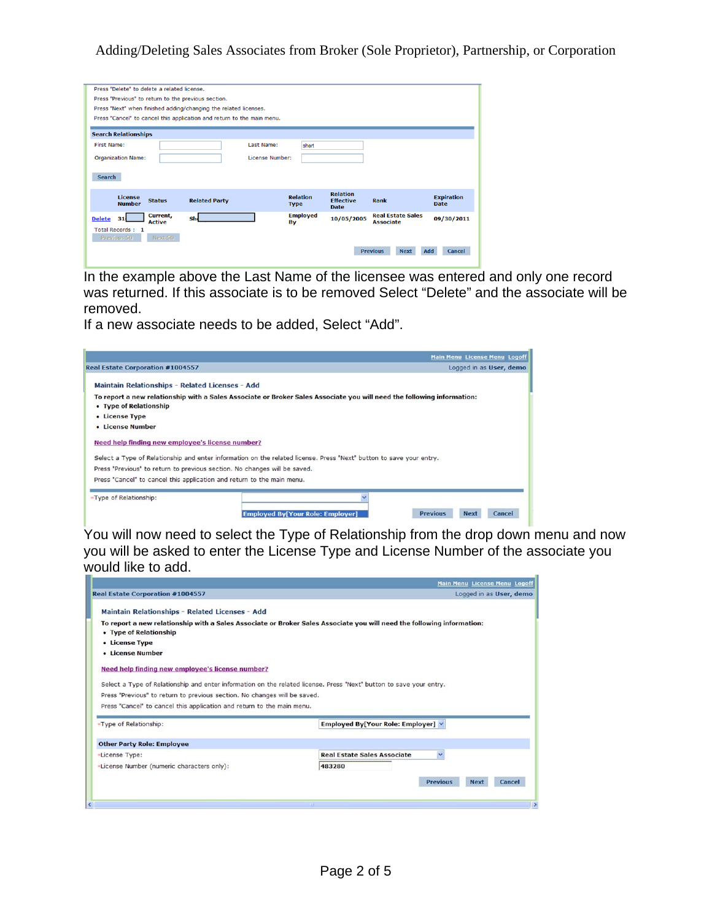Press "Delete" to delete a related license.
Press "Previous" to return to the previous section.
Press "Next" when finished adding/changing the related licenses.
Press "Cancel" to cancel this application and return to the main menu.

**Search Relationships**

First Name: | Last Name: short
Organization Name: | License Number:

Search

| | License Number | Status | Related Party | Relation Type | Relation Effective Date | Rank | Expiration Date |
|---|---|---|---|---|---|---|---|
| Delete | 31 | Current, Active | Sh | Employed By | 10/05/2005 | Real Estate Sales Associate | 09/30/2011 |

Total Records : 1

Previous 50 | Next 50

Previous | Next | Add | Cancel

In the example above the Last Name of the licensee was entered and only one record was returned. If this associate is to be removed Select “Delete” and the associate will be removed.

If a new associate needs to be added, Select “Add”.

Main Menu | License Menu | Logoff

**Real Estate Corporation #1004557** Logged in as **User, demo**

**Maintain Relationships - Related Licenses - Add**

**To report a new relationship with a Sales Associate or Broker Sales Associate you will need the following information:**

- **Type of Relationship**
- **License Type**
- **License Number**

Need help finding new employee's license number?

Select a Type of Relationship and enter information on the related license. Press "Next" button to save your entry.
Press "Previous" to return to previous section. No changes will be saved.
Press "Cancel" to cancel this application and return to the main menu.

*Type of Relationship: Employed By[Your Role: Employer]

Previous | Next | Cancel

You will now need to select the Type of Relationship from the drop down menu and now you will be asked to enter the License Type and License Number of the associate you would like to add.

Main Menu | License Menu | Logoff

**Real Estate Corporation #1004557** Logged in as **User, demo**

**Maintain Relationships - Related Licenses - Add**

**To report a new relationship with a Sales Associate or Broker Sales Associate you will need the following information:**

- **Type of Relationship**
- **License Type**
- **License Number**

Need help finding new employee's license number?

Select a Type of Relationship and enter information on the related license. Press "Next" button to save your entry.
Press "Previous" to return to previous section. No changes will be saved.
Press "Cancel" to cancel this application and return to the main menu.

*Type of Relationship: **Employed By[Your Role: Employer]**

**Other Party Role: Employee**

*License Type: **Real Estate Sales Associate**

*License Number (numeric characters only): **483280**

Previous | Next | Cancel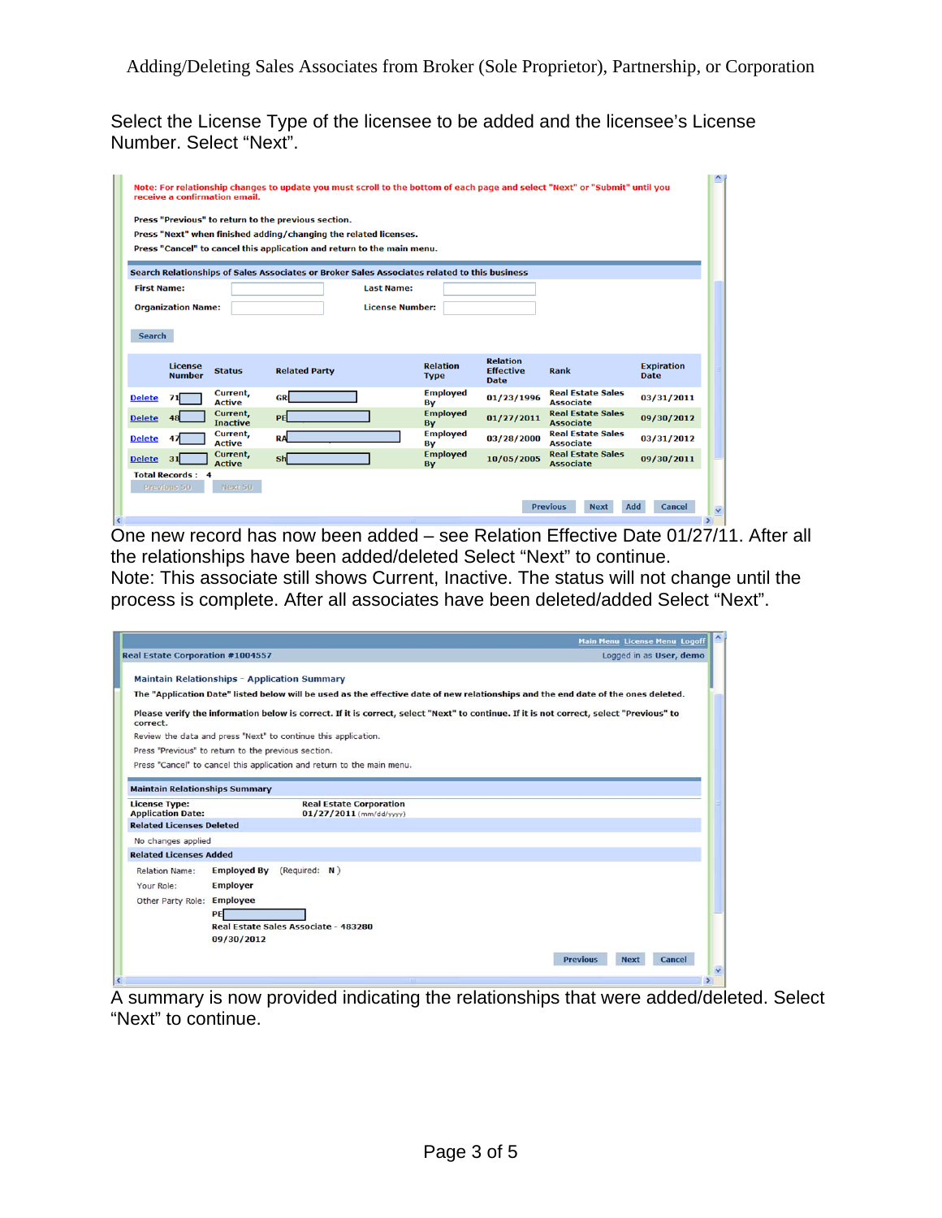Select the License Type of the licensee to be added and the licensee's License Number. Select "Next".

Note: For relationship changes to update you must scroll to the bottom of each page and select "Next" or "Submit" until you receive a confirmation email.

Press "Previous" to return to the previous section.
Press "Next" when finished adding/changing the related licenses.
Press "Cancel" to cancel this application and return to the main menu.

**Search Relationships of Sales Associates or Broker Sales Associates related to this business**

First Name: Last Name:
Organization Name: License Number:

Search

| | License Number | Status | Related Party | Relation Type | Relation Effective Date | Rank | Expiration Date |
|---|---|---|---|---|---|---|---|
| Delete | 71 | Current, Active | GR | Employed By | 01/23/1996 | Real Estate Sales Associate | 03/31/2011 |
| Delete | 48 | Current, Inactive | PE | Employed By | 01/27/2011 | Real Estate Sales Associate | 09/30/2012 |
| Delete | 47 | Current, Active | RA | Employed By | 03/28/2000 | Real Estate Sales Associate | 03/31/2012 |
| Delete | 31 | Current, Active | SH | Employed By | 10/05/2005 | Real Estate Sales Associate | 09/30/2011 |

Total Records : 4

Previous 50 Next 50

Previous Next Add Cancel

One new record has now been added – see Relation Effective Date 01/27/11. After all the relationships have been added/deleted Select "Next" to continue.
Note: This associate still shows Current, Inactive. The status will not change until the process is complete. After all associates have been deleted/added Select "Next".

Main Menu License Menu Logoff

Real Estate Corporation #1004557 Logged in as User, demo

**Maintain Relationships - Application Summary**

The "Application Date" listed below will be used as the effective date of new relationships and the end date of the ones deleted.

Please verify the information below is correct. If it is correct, select "Next" to continue. If it is not correct, select "Previous" to correct.
Review the data and press "Next" to continue this application.
Press "Previous" to return to the previous section.
Press "Cancel" to cancel this application and return to the main menu.

**Maintain Relationships Summary**

License Type: Real Estate Corporation
Application Date: 01/27/2011 (mm/dd/yyyy)

**Related Licenses Deleted**

No changes applied

**Related Licenses Added**

Relation Name: Employed By (Required: N)
Your Role: Employer
Other Party Role: Employee
PE
Real Estate Sales Associate - 483280
09/30/2012

Previous Next Cancel

A summary is now provided indicating the relationships that were added/deleted. Select "Next" to continue.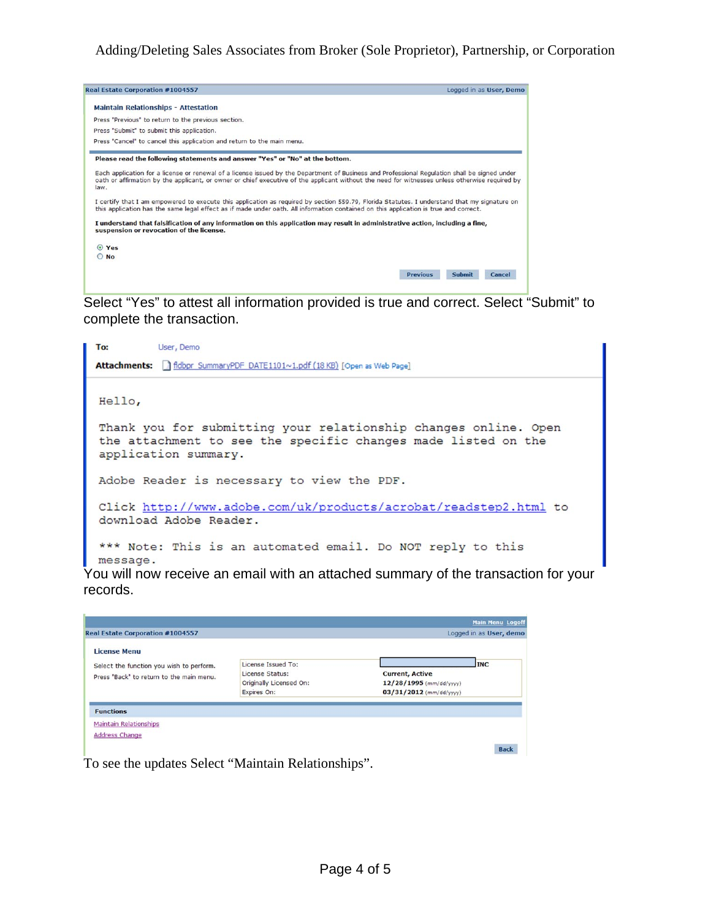Real Estate Corporation #1004557 — Logged in as User, Demo

**Maintain Relationships - Attestation**

Press "Previous" to return to the previous section.

Press "Submit" to submit this application.

Press "Cancel" to cancel this application and return to the main menu.

**Please read the following statements and answer "Yes" or "No" at the bottom.**

Each application for a license or renewal of a license issued by the Department of Business and Professional Regulation shall be signed under oath or affirmation by the applicant, or owner or chief executive of the applicant without the need for witnesses unless otherwise required by law.

I certify that I am empowered to execute this application as required by section 559.79, Florida Statutes. I understand that my signature on this application has the same legal effect as if made under oath. All information contained on this application is true and correct.

**I understand that falsification of any information on this application may result in administrative action, including a fine, suspension or revocation of the license.**

- (•) Yes
- ( ) No

Previous | Submit | Cancel

Select "Yes" to attest all information provided is true and correct. Select "Submit" to complete the transaction.

**To:** User, Demo

**Attachments:** fldbpr_SummaryPDF_DATE1101~1.pdf (18 KB) [Open as Web Page]

Hello,

Thank you for submitting your relationship changes online. Open the attachment to see the specific changes made listed on the application summary.

Adobe Reader is necessary to view the PDF.

Click http://www.adobe.com/uk/products/acrobat/readstep2.html to download Adobe Reader.

*** Note: This is an automated email. Do NOT reply to this message.

You will now receive an email with an attached summary of the transaction for your records.

Main Menu | Logoff

Real Estate Corporation #1004557 — Logged in as User, demo

**License Menu**

Select the function you wish to perform.

Press "Back" to return to the main menu.

| | |
|---|---|
| License Issued To: | INC |
| License Status: | **Current, Active** |
| Originally Licensed On: | **12/28/1995** (mm/dd/yyyy) |
| Expires On: | **03/31/2012** (mm/dd/yyyy) |

**Functions**

Maintain Relationships

Address Change

Back

To see the updates Select "Maintain Relationships".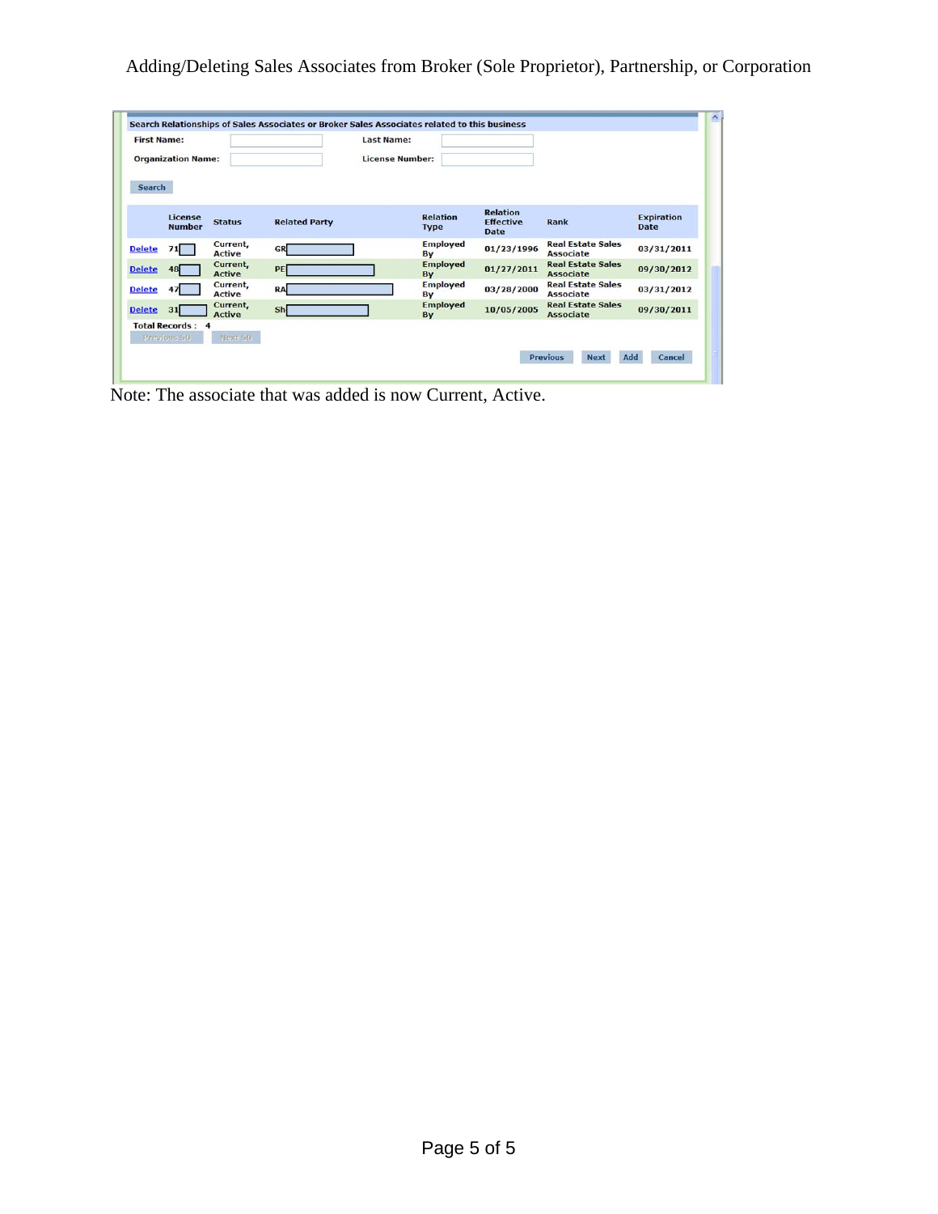Adding/Deleting Sales Associates from Broker (Sole Proprietor), Partnership, or Corporation

**Search Relationships of Sales Associates or Broker Sales Associates related to this business**

First Name: Last Name:

Organization Name: License Number:

Search

| | License Number | Status | Related Party | Relation Type | Relation Effective Date | Rank | Expiration Date |
|---|---|---|---|---|---|---|---|
| Delete | 71 | Current, Active | GR | Employed By | 01/23/1996 | Real Estate Sales Associate | 03/31/2011 |
| Delete | 48 | Current, Active | PE | Employed By | 01/27/2011 | Real Estate Sales Associate | 09/30/2012 |
| Delete | 47 | Current, Active | RA | Employed By | 03/28/2000 | Real Estate Sales Associate | 03/31/2012 |
| Delete | 31 | Current, Active | Sh | Employed By | 10/05/2005 | Real Estate Sales Associate | 09/30/2011 |

Total Records : 4

Previous 50 Next 50

Previous Next Add Cancel

Note: The associate that was added is now Current, Active.